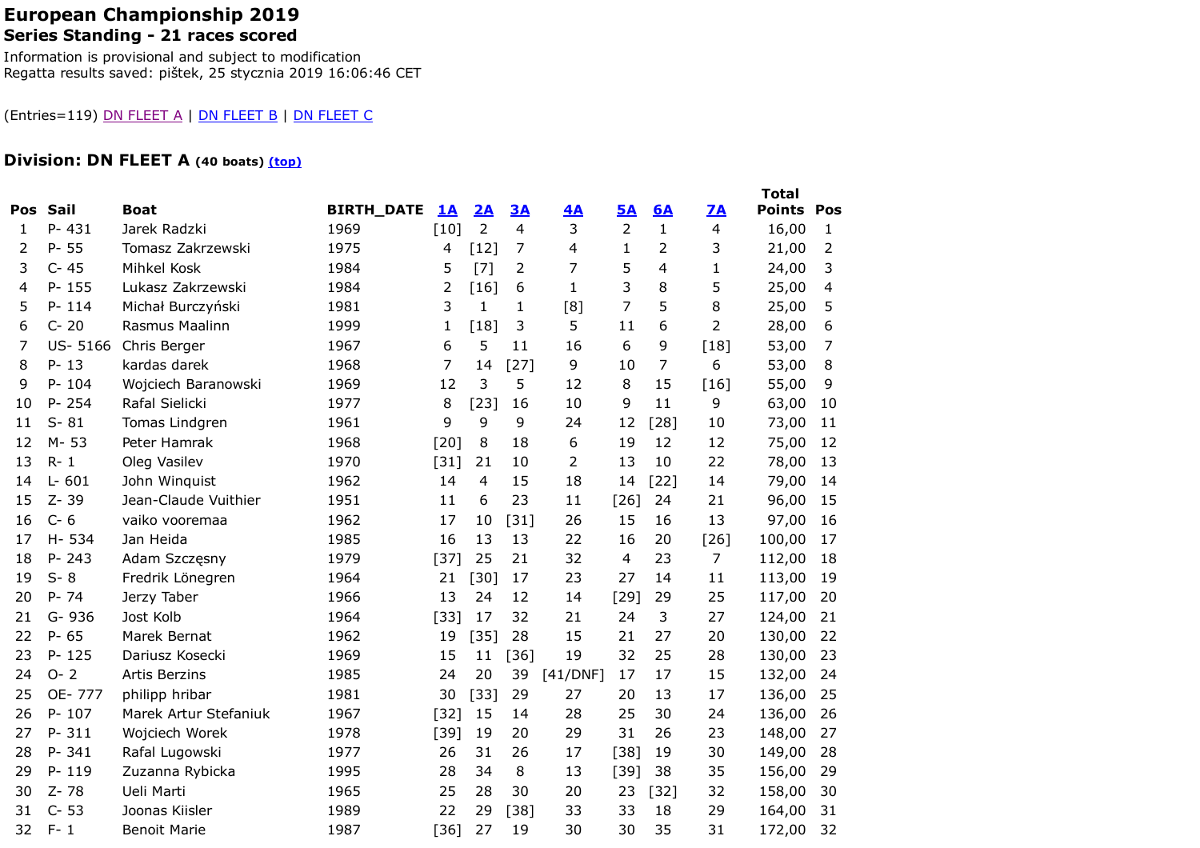# European Championship 2019

## Series Standing - 21 races scored

Information is provisional and subject to modification
Regatta results saved: piśtek, 25 stycznia 2019 16:06:46 CET

(Entries=119) DN FLEET A | DN FLEET B | DN FLEET C

### Division: DN FLEET A (40 boats) (top)

| Pos | Sail | Boat | BIRTH_DATE | 1A | 2A | 3A | 4A | 5A | 6A | 7A | Total Points | Pos |
|---|---|---|---|---|---|---|---|---|---|---|---|---|
| 1 | P- 431 | Jarek Radzki | 1969 | [10] | 2 | 4 | 3 | 2 | 1 | 4 | 16,00 | 1 |
| 2 | P- 55 | Tomasz Zakrzewski | 1975 | 4 | [12] | 7 | 4 | 1 | 2 | 3 | 21,00 | 2 |
| 3 | C- 45 | Mihkel Kosk | 1984 | 5 | [7] | 2 | 7 | 5 | 4 | 1 | 24,00 | 3 |
| 4 | P- 155 | Lukasz Zakrzewski | 1984 | 2 | [16] | 6 | 1 | 3 | 8 | 5 | 25,00 | 4 |
| 5 | P- 114 | Michał Burczyński | 1981 | 3 | 1 | 1 | [8] | 7 | 5 | 8 | 25,00 | 5 |
| 6 | C- 20 | Rasmus Maalinn | 1999 | 1 | [18] | 3 | 5 | 11 | 6 | 2 | 28,00 | 6 |
| 7 | US- 5166 | Chris Berger | 1967 | 6 | 5 | 11 | 16 | 6 | 9 | [18] | 53,00 | 7 |
| 8 | P- 13 | kardas darek | 1968 | 7 | 14 | [27] | 9 | 10 | 7 | 6 | 53,00 | 8 |
| 9 | P- 104 | Wojciech Baranowski | 1969 | 12 | 3 | 5 | 12 | 8 | 15 | [16] | 55,00 | 9 |
| 10 | P- 254 | Rafal Sielicki | 1977 | 8 | [23] | 16 | 10 | 9 | 11 | 9 | 63,00 | 10 |
| 11 | S- 81 | Tomas Lindgren | 1961 | 9 | 9 | 9 | 24 | 12 | [28] | 10 | 73,00 | 11 |
| 12 | M- 53 | Peter Hamrak | 1968 | [20] | 8 | 18 | 6 | 19 | 12 | 12 | 75,00 | 12 |
| 13 | R- 1 | Oleg Vasilev | 1970 | [31] | 21 | 10 | 2 | 13 | 10 | 22 | 78,00 | 13 |
| 14 | L- 601 | John Winquist | 1962 | 14 | 4 | 15 | 18 | 14 | [22] | 14 | 79,00 | 14 |
| 15 | Z- 39 | Jean-Claude Vuithier | 1951 | 11 | 6 | 23 | 11 | [26] | 24 | 21 | 96,00 | 15 |
| 16 | C- 6 | vaiko vooremaa | 1962 | 17 | 10 | [31] | 26 | 15 | 16 | 13 | 97,00 | 16 |
| 17 | H- 534 | Jan Heida | 1985 | 16 | 13 | 13 | 22 | 16 | 20 | [26] | 100,00 | 17 |
| 18 | P- 243 | Adam Szczęsny | 1979 | [37] | 25 | 21 | 32 | 4 | 23 | 7 | 112,00 | 18 |
| 19 | S- 8 | Fredrik Lönegren | 1964 | 21 | [30] | 17 | 23 | 27 | 14 | 11 | 113,00 | 19 |
| 20 | P- 74 | Jerzy Taber | 1966 | 13 | 24 | 12 | 14 | [29] | 29 | 25 | 117,00 | 20 |
| 21 | G- 936 | Jost Kolb | 1964 | [33] | 17 | 32 | 21 | 24 | 3 | 27 | 124,00 | 21 |
| 22 | P- 65 | Marek Bernat | 1962 | 19 | [35] | 28 | 15 | 21 | 27 | 20 | 130,00 | 22 |
| 23 | P- 125 | Dariusz Kosecki | 1969 | 15 | 11 | [36] | 19 | 32 | 25 | 28 | 130,00 | 23 |
| 24 | O- 2 | Artis Berzins | 1985 | 24 | 20 | 39 | [41/DNF] | 17 | 17 | 15 | 132,00 | 24 |
| 25 | OE- 777 | philipp hribar | 1981 | 30 | [33] | 29 | 27 | 20 | 13 | 17 | 136,00 | 25 |
| 26 | P- 107 | Marek Artur Stefaniuk | 1967 | [32] | 15 | 14 | 28 | 25 | 30 | 24 | 136,00 | 26 |
| 27 | P- 311 | Wojciech Worek | 1978 | [39] | 19 | 20 | 29 | 31 | 26 | 23 | 148,00 | 27 |
| 28 | P- 341 | Rafal Lugowski | 1977 | 26 | 31 | 26 | 17 | [38] | 19 | 30 | 149,00 | 28 |
| 29 | P- 119 | Zuzanna Rybicka | 1995 | 28 | 34 | 8 | 13 | [39] | 38 | 35 | 156,00 | 29 |
| 30 | Z- 78 | Ueli Marti | 1965 | 25 | 28 | 30 | 20 | 23 | [32] | 32 | 158,00 | 30 |
| 31 | C- 53 | Joonas Kiisler | 1989 | 22 | 29 | [38] | 33 | 33 | 18 | 29 | 164,00 | 31 |
| 32 | F- 1 | Benoit Marie | 1987 | [36] | 27 | 19 | 30 | 30 | 35 | 31 | 172,00 | 32 |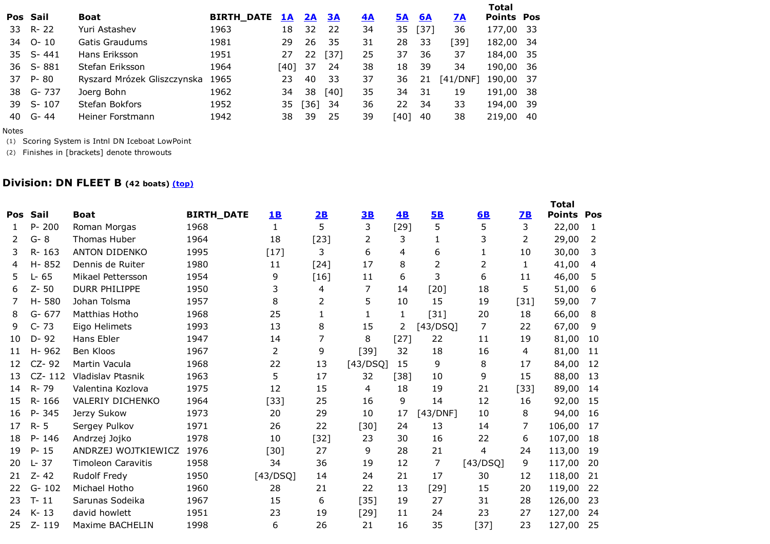| Pos | Sail | Boat | BIRTH_DATE | 1A | 2A | 3A | 4A | 5A | 6A | 7A | Total Points | Pos |
|---|---|---|---|---|---|---|---|---|---|---|---|---|
| 33 | R- 22 | Yuri Astashev | 1963 | 18 | 32 | 22 | 34 | 35 | [37] | 36 | 177,00 | 33 |
| 34 | O- 10 | Gatis Graudums | 1981 | 29 | 26 | 35 | 31 | 28 | 33 | [39] | 182,00 | 34 |
| 35 | S- 441 | Hans Eriksson | 1951 | 27 | 22 | [37] | 25 | 37 | 36 | 37 | 184,00 | 35 |
| 36 | S- 881 | Stefan Eriksson | 1964 | [40] | 37 | 24 | 38 | 18 | 39 | 34 | 190,00 | 36 |
| 37 | P- 80 | Ryszard Mrózek Gliszczynska | 1965 | 23 | 40 | 33 | 37 | 36 | 21 | [41/DNF] | 190,00 | 37 |
| 38 | G- 737 | Joerg Bohn | 1962 | 34 | 38 | [40] | 35 | 34 | 31 | 19 | 191,00 | 38 |
| 39 | S- 107 | Stefan Bokfors | 1952 | 35 | [36] | 34 | 36 | 22 | 34 | 33 | 194,00 | 39 |
| 40 | G- 44 | Heiner Forstmann | 1942 | 38 | 39 | 25 | 39 | [40] | 40 | 38 | 219,00 | 40 |

Notes

(1) Scoring System is Intnl DN Iceboat LowPoint

(2) Finishes in [brackets] denote throwouts

## Division: DN FLEET B (42 boats) (top)

| Pos | Sail | Boat | BIRTH_DATE | 1B | 2B | 3B | 4B | 5B | 6B | 7B | Total Points | Pos |
|---|---|---|---|---|---|---|---|---|---|---|---|---|
| 1 | P- 200 | Roman Morgas | 1968 | 1 | 5 | 3 | [29] | 5 | 5 | 3 | 22,00 | 1 |
| 2 | G- 8 | Thomas Huber | 1964 | 18 | [23] | 2 | 3 | 1 | 3 | 2 | 29,00 | 2 |
| 3 | R- 163 | ANTON DIDENKO | 1995 | [17] | 3 | 6 | 4 | 6 | 1 | 10 | 30,00 | 3 |
| 4 | H- 852 | Dennis de Ruiter | 1980 | 11 | [24] | 17 | 8 | 2 | 2 | 1 | 41,00 | 4 |
| 5 | L- 65 | Mikael Pettersson | 1954 | 9 | [16] | 11 | 6 | 3 | 6 | 11 | 46,00 | 5 |
| 6 | Z- 50 | DURR PHILIPPE | 1950 | 3 | 4 | 7 | 14 | [20] | 18 | 5 | 51,00 | 6 |
| 7 | H- 580 | Johan Tolsma | 1957 | 8 | 2 | 5 | 10 | 15 | 19 | [31] | 59,00 | 7 |
| 8 | G- 677 | Matthias Hotho | 1968 | 25 | 1 | 1 | 1 | [31] | 20 | 18 | 66,00 | 8 |
| 9 | C- 73 | Eigo Helimets | 1993 | 13 | 8 | 15 | 2 | [43/DSQ] | 7 | 22 | 67,00 | 9 |
| 10 | D- 92 | Hans Ebler | 1947 | 14 | 7 | 8 | [27] | 22 | 11 | 19 | 81,00 | 10 |
| 11 | H- 962 | Ben Kloos | 1967 | 2 | 9 | [39] | 32 | 18 | 16 | 4 | 81,00 | 11 |
| 12 | CZ- 92 | Martin Vacula | 1968 | 22 | 13 | [43/DSQ] | 15 | 9 | 8 | 17 | 84,00 | 12 |
| 13 | CZ- 112 | Vladislav Ptasnik | 1963 | 5 | 17 | 32 | [38] | 10 | 9 | 15 | 88,00 | 13 |
| 14 | R- 79 | Valentina Kozlova | 1975 | 12 | 15 | 4 | 18 | 19 | 21 | [33] | 89,00 | 14 |
| 15 | R- 166 | VALERIY DICHENKO | 1964 | [33] | 25 | 16 | 9 | 14 | 12 | 16 | 92,00 | 15 |
| 16 | P- 345 | Jerzy Sukow | 1973 | 20 | 29 | 10 | 17 | [43/DNF] | 10 | 8 | 94,00 | 16 |
| 17 | R- 5 | Sergey Pulkov | 1971 | 26 | 22 | [30] | 24 | 13 | 14 | 7 | 106,00 | 17 |
| 18 | P- 146 | Andrzej Jojko | 1978 | 10 | [32] | 23 | 30 | 16 | 22 | 6 | 107,00 | 18 |
| 19 | P- 15 | ANDRZEJ WOJTKIEWICZ | 1976 | [30] | 27 | 9 | 28 | 21 | 4 | 24 | 113,00 | 19 |
| 20 | L- 37 | Timoleon Caravitis | 1958 | 34 | 36 | 19 | 12 | 7 | [43/DSQ] | 9 | 117,00 | 20 |
| 21 | Z- 42 | Rudolf Fredy | 1950 | [43/DSQ] | 14 | 24 | 21 | 17 | 30 | 12 | 118,00 | 21 |
| 22 | G- 102 | Michael Hotho | 1960 | 28 | 21 | 22 | 13 | [29] | 15 | 20 | 119,00 | 22 |
| 23 | T- 11 | Sarunas Sodeika | 1967 | 15 | 6 | [35] | 19 | 27 | 31 | 28 | 126,00 | 23 |
| 24 | K- 13 | david howlett | 1951 | 23 | 19 | [29] | 11 | 24 | 23 | 27 | 127,00 | 24 |
| 25 | Z- 119 | Maxime BACHELIN | 1998 | 6 | 26 | 21 | 16 | 35 | [37] | 23 | 127,00 | 25 |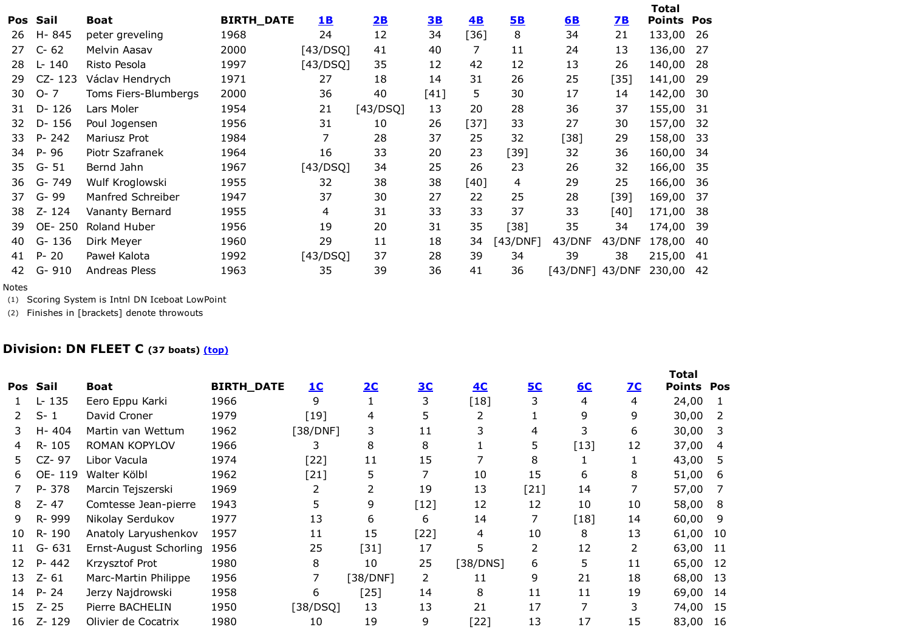| Pos | Sail | Boat | BIRTH_DATE | 1B | 2B | 3B | 4B | 5B | 6B | 7B | Total Points | Pos |
|---|---|---|---|---|---|---|---|---|---|---|---|---|
| 26 | H- 845 | peter greveling | 1968 | 24 | 12 | 34 | [36] | 8 | 34 | 21 | 133,00 | 26 |
| 27 | C- 62 | Melvin Aasav | 2000 | [43/DSQ] | 41 | 40 | 7 | 11 | 24 | 13 | 136,00 | 27 |
| 28 | L- 140 | Risto Pesola | 1997 | [43/DSQ] | 35 | 12 | 42 | 12 | 13 | 26 | 140,00 | 28 |
| 29 | CZ- 123 | Václav Hendrych | 1971 | 27 | 18 | 14 | 31 | 26 | 25 | [35] | 141,00 | 29 |
| 30 | O- 7 | Toms Fiers-Blumbergs | 2000 | 36 | 40 | [41] | 5 | 30 | 17 | 14 | 142,00 | 30 |
| 31 | D- 126 | Lars Moler | 1954 | 21 | [43/DSQ] | 13 | 20 | 28 | 36 | 37 | 155,00 | 31 |
| 32 | D- 156 | Poul Jogensen | 1956 | 31 | 10 | 26 | [37] | 33 | 27 | 30 | 157,00 | 32 |
| 33 | P- 242 | Mariusz Prot | 1984 | 7 | 28 | 37 | 25 | 32 | [38] | 29 | 158,00 | 33 |
| 34 | P- 96 | Piotr Szafranek | 1964 | 16 | 33 | 20 | 23 | [39] | 32 | 36 | 160,00 | 34 |
| 35 | G- 51 | Bernd Jahn | 1967 | [43/DSQ] | 34 | 25 | 26 | 23 | 26 | 32 | 166,00 | 35 |
| 36 | G- 749 | Wulf Kroglowski | 1955 | 32 | 38 | 38 | [40] | 4 | 29 | 25 | 166,00 | 36 |
| 37 | G- 99 | Manfred Schreiber | 1947 | 37 | 30 | 27 | 22 | 25 | 28 | [39] | 169,00 | 37 |
| 38 | Z- 124 | Vananty Bernard | 1955 | 4 | 31 | 33 | 33 | 37 | 33 | [40] | 171,00 | 38 |
| 39 | OE- 250 | Roland Huber | 1956 | 19 | 20 | 31 | 35 | [38] | 35 | 34 | 174,00 | 39 |
| 40 | G- 136 | Dirk Meyer | 1960 | 29 | 11 | 18 | 34 | [43/DNF] | 43/DNF | 43/DNF | 178,00 | 40 |
| 41 | P- 20 | Paweł Kalota | 1992 | [43/DSQ] | 37 | 28 | 39 | 34 | 39 | 38 | 215,00 | 41 |
| 42 | G- 910 | Andreas Pless | 1963 | 35 | 39 | 36 | 41 | 36 | [43/DNF] | 43/DNF | 230,00 | 42 |

Notes

(1) Scoring System is Intnl DN Iceboat LowPoint

(2) Finishes in [brackets] denote throwouts

## Division: DN FLEET C (37 boats) (top)

| Pos | Sail | Boat | BIRTH_DATE | 1C | 2C | 3C | 4C | 5C | 6C | 7C | Total Points | Pos |
|---|---|---|---|---|---|---|---|---|---|---|---|---|
| 1 | L- 135 | Eero Eppu Karki | 1966 | 9 | 1 | 3 | [18] | 3 | 4 | 4 | 24,00 | 1 |
| 2 | S- 1 | David Croner | 1979 | [19] | 4 | 5 | 2 | 1 | 9 | 9 | 30,00 | 2 |
| 3 | H- 404 | Martin van Wettum | 1962 | [38/DNF] | 3 | 11 | 3 | 4 | 3 | 6 | 30,00 | 3 |
| 4 | R- 105 | ROMAN KOPYLOV | 1966 | 3 | 8 | 8 | 1 | 5 | [13] | 12 | 37,00 | 4 |
| 5 | CZ- 97 | Libor Vacula | 1974 | [22] | 11 | 15 | 7 | 8 | 1 | 1 | 43,00 | 5 |
| 6 | OE- 119 | Walter Kölbl | 1962 | [21] | 5 | 7 | 10 | 15 | 6 | 8 | 51,00 | 6 |
| 7 | P- 378 | Marcin Tejszerski | 1969 | 2 | 2 | 19 | 13 | [21] | 14 | 7 | 57,00 | 7 |
| 8 | Z- 47 | Comtesse Jean-pierre | 1943 | 5 | 9 | [12] | 12 | 12 | 10 | 10 | 58,00 | 8 |
| 9 | R- 999 | Nikolay Serdukov | 1977 | 13 | 6 | 6 | 14 | 7 | [18] | 14 | 60,00 | 9 |
| 10 | R- 190 | Anatoly Laryushenkov | 1957 | 11 | 15 | [22] | 4 | 10 | 8 | 13 | 61,00 | 10 |
| 11 | G- 631 | Ernst-August Schorling | 1956 | 25 | [31] | 17 | 5 | 2 | 12 | 2 | 63,00 | 11 |
| 12 | P- 442 | Krzysztof Prot | 1980 | 8 | 10 | 25 | [38/DNS] | 6 | 5 | 11 | 65,00 | 12 |
| 13 | Z- 61 | Marc-Martin Philippe | 1956 | 7 | [38/DNF] | 2 | 11 | 9 | 21 | 18 | 68,00 | 13 |
| 14 | P- 24 | Jerzy Najdrowski | 1958 | 6 | [25] | 14 | 8 | 11 | 11 | 19 | 69,00 | 14 |
| 15 | Z- 25 | Pierre BACHELIN | 1950 | [38/DSQ] | 13 | 13 | 21 | 17 | 7 | 3 | 74,00 | 15 |
| 16 | Z- 129 | Olivier de Cocatrix | 1980 | 10 | 19 | 9 | [22] | 13 | 17 | 15 | 83,00 | 16 |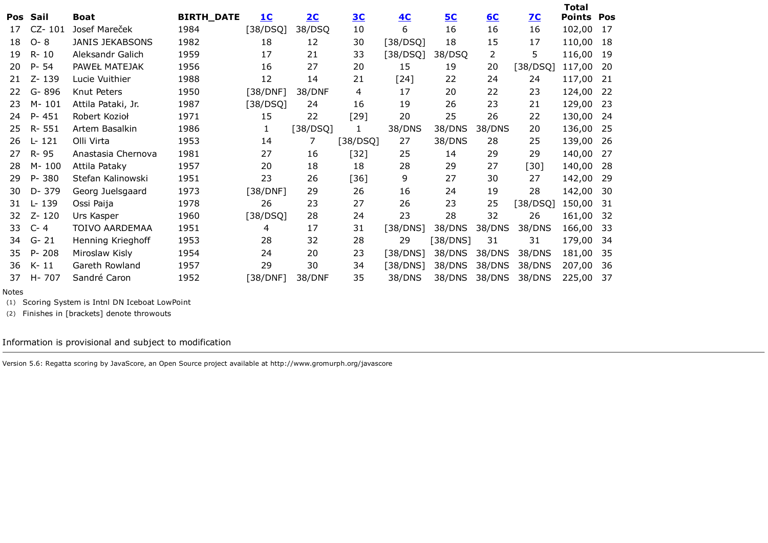| Pos | Sail | Boat | BIRTH_DATE | 1C | 2C | 3C | 4C | 5C | 6C | 7C | Total Points | Pos |
|---|---|---|---|---|---|---|---|---|---|---|---|---|
| 17 | CZ- 101 | Josef Mareček | 1984 | [38/DSQ] | 38/DSQ | 10 | 6 | 16 | 16 | 16 | 102,00 | 17 |
| 18 | O- 8 | JANIS JEKABSONS | 1982 | 18 | 12 | 30 | [38/DSQ] | 18 | 15 | 17 | 110,00 | 18 |
| 19 | R- 10 | Aleksandr Galich | 1959 | 17 | 21 | 33 | [38/DSQ] | 38/DSQ | 2 | 5 | 116,00 | 19 |
| 20 | P- 54 | PAWEŁ MATEJAK | 1956 | 16 | 27 | 20 | 15 | 19 | 20 | [38/DSQ] | 117,00 | 20 |
| 21 | Z- 139 | Lucie Vuithier | 1988 | 12 | 14 | 21 | [24] | 22 | 24 | 24 | 117,00 | 21 |
| 22 | G- 896 | Knut Peters | 1950 | [38/DNF] | 38/DNF | 4 | 17 | 20 | 22 | 23 | 124,00 | 22 |
| 23 | M- 101 | Attila Pataki, Jr. | 1987 | [38/DSQ] | 24 | 16 | 19 | 26 | 23 | 21 | 129,00 | 23 |
| 24 | P- 451 | Robert Kozioł | 1971 | 15 | 22 | [29] | 20 | 25 | 26 | 22 | 130,00 | 24 |
| 25 | R- 551 | Artem Basalkin | 1986 | 1 | [38/DSQ] | 1 | 38/DNS | 38/DNS | 38/DNS | 20 | 136,00 | 25 |
| 26 | L- 121 | Olli Virta | 1953 | 14 | 7 | [38/DSQ] | 27 | 38/DNS | 28 | 25 | 139,00 | 26 |
| 27 | R- 95 | Anastasia Chernova | 1981 | 27 | 16 | [32] | 25 | 14 | 29 | 29 | 140,00 | 27 |
| 28 | M- 100 | Attila Pataky | 1957 | 20 | 18 | 18 | 28 | 29 | 27 | [30] | 140,00 | 28 |
| 29 | P- 380 | Stefan Kalinowski | 1951 | 23 | 26 | [36] | 9 | 27 | 30 | 27 | 142,00 | 29 |
| 30 | D- 379 | Georg Juelsgaard | 1973 | [38/DNF] | 29 | 26 | 16 | 24 | 19 | 28 | 142,00 | 30 |
| 31 | L- 139 | Ossi Paija | 1978 | 26 | 23 | 27 | 26 | 23 | 25 | [38/DSQ] | 150,00 | 31 |
| 32 | Z- 120 | Urs Kasper | 1960 | [38/DSQ] | 28 | 24 | 23 | 28 | 32 | 26 | 161,00 | 32 |
| 33 | C- 4 | TOIVO AARDEMAA | 1951 | 4 | 17 | 31 | [38/DNS] | 38/DNS | 38/DNS | 38/DNS | 166,00 | 33 |
| 34 | G- 21 | Henning Krieghoff | 1953 | 28 | 32 | 28 | 29 | [38/DNS] | 31 | 31 | 179,00 | 34 |
| 35 | P- 208 | Miroslaw Kisly | 1954 | 24 | 20 | 23 | [38/DNS] | 38/DNS | 38/DNS | 38/DNS | 181,00 | 35 |
| 36 | K- 11 | Gareth Rowland | 1957 | 29 | 30 | 34 | [38/DNS] | 38/DNS | 38/DNS | 38/DNS | 207,00 | 36 |
| 37 | H- 707 | Sandré Caron | 1952 | [38/DNF] | 38/DNF | 35 | 38/DNS | 38/DNS | 38/DNS | 38/DNS | 225,00 | 37 |

Notes

(1) Scoring System is Intnl DN Iceboat LowPoint

(2) Finishes in [brackets] denote throwouts

Information is provisional and subject to modification

---

Version 5.6: Regatta scoring by JavaScore, an Open Source project available at http://www.gromurph.org/javascore